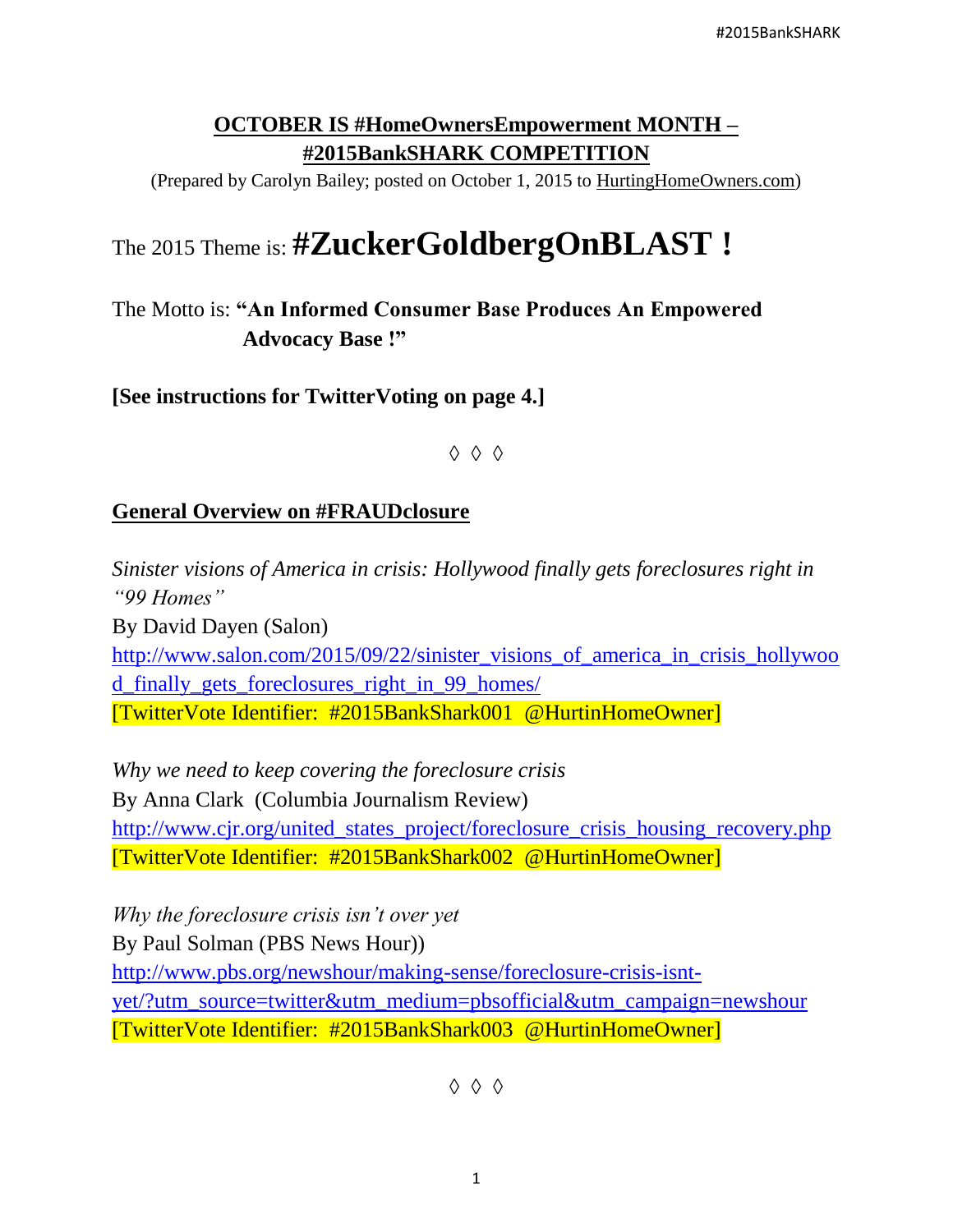## OCTOBER IS #HomeOwnersEmpowerment MONTH – #2015BankSHARK COMPETITION

(Prepared by Carolyn Bailey; posted on October 1, 2015 to HurtingHomeOwners.com)

The 2015 Theme is: **#ZuckerGoldbergOnBLAST !**

The Motto is: **"An Informed Consumer Base Produces An Empowered Advocacy Base !"**

**[See instructions for TwitterVoting on page 4.]**

◊ ◊ ◊

### General Overview on #FRAUDclosure

*Sinister visions of America in crisis: Hollywood finally gets foreclosures right in "99 Homes"*
By David Dayen (Salon)
http://www.salon.com/2015/09/22/sinister_visions_of_america_in_crisis_hollywood_finally_gets_foreclosures_right_in_99_homes/
[TwitterVote Identifier: #2015BankShark001 @HurtinHomeOwner]

*Why we need to keep covering the foreclosure crisis*
By Anna Clark (Columbia Journalism Review)
http://www.cjr.org/united_states_project/foreclosure_crisis_housing_recovery.php
[TwitterVote Identifier: #2015BankShark002 @HurtinHomeOwner]

*Why the foreclosure crisis isn't over yet*
By Paul Solman (PBS News Hour))
http://www.pbs.org/newshour/making-sense/foreclosure-crisis-isnt-yet/?utm_source=twitter&utm_medium=pbsofficial&utm_campaign=newshour
[TwitterVote Identifier: #2015BankShark003 @HurtinHomeOwner]

◊ ◊ ◊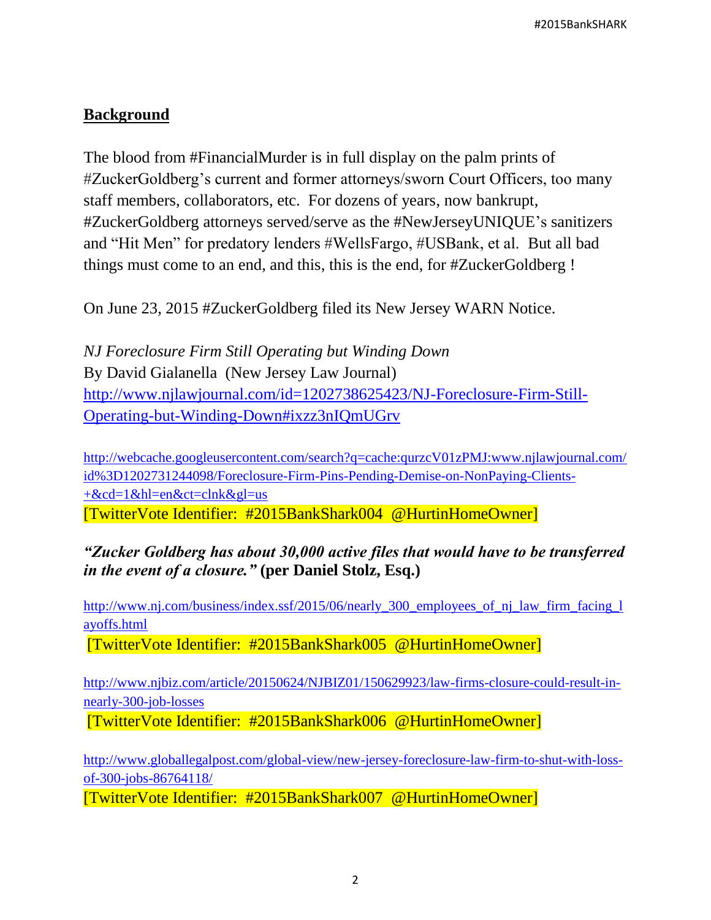**Background**

The blood from #FinancialMurder is in full display on the palm prints of #ZuckerGoldberg's current and former attorneys/sworn Court Officers, too many staff members, collaborators, etc. For dozens of years, now bankrupt, #ZuckerGoldberg attorneys served/serve as the #NewJerseyUNIQUE's sanitizers and "Hit Men" for predatory lenders #WellsFargo, #USBank, et al. But all bad things must come to an end, and this, this is the end, for #ZuckerGoldberg !

On June 23, 2015 #ZuckerGoldberg filed its New Jersey WARN Notice.

*NJ Foreclosure Firm Still Operating but Winding Down*
By David Gialanella (New Jersey Law Journal)
http://www.njlawjournal.com/id=1202738625423/NJ-Foreclosure-Firm-Still-Operating-but-Winding-Down#ixzz3nIQmUGrv

http://webcache.googleusercontent.com/search?q=cache:qurzcV01zPMJ:www.njlawjournal.com/id%3D1202731244098/Foreclosure-Firm-Pins-Pending-Demise-on-NonPaying-Clients-+&cd=1&hl=en&ct=clnk&gl=us
[TwitterVote Identifier: #2015BankShark004 @HurtinHomeOwner]

***"Zucker Goldberg has about 30,000 active files that would have to be transferred in the event of a closure."*** **(per Daniel Stolz, Esq.)**

http://www.nj.com/business/index.ssf/2015/06/nearly_300_employees_of_nj_law_firm_facing_layoffs.html
[TwitterVote Identifier: #2015BankShark005 @HurtinHomeOwner]

http://www.njbiz.com/article/20150624/NJBIZ01/150629923/law-firms-closure-could-result-in-nearly-300-job-losses
[TwitterVote Identifier: #2015BankShark006 @HurtinHomeOwner]

http://www.globallegalpost.com/global-view/new-jersey-foreclosure-law-firm-to-shut-with-loss-of-300-jobs-86764118/
[TwitterVote Identifier: #2015BankShark007 @HurtinHomeOwner]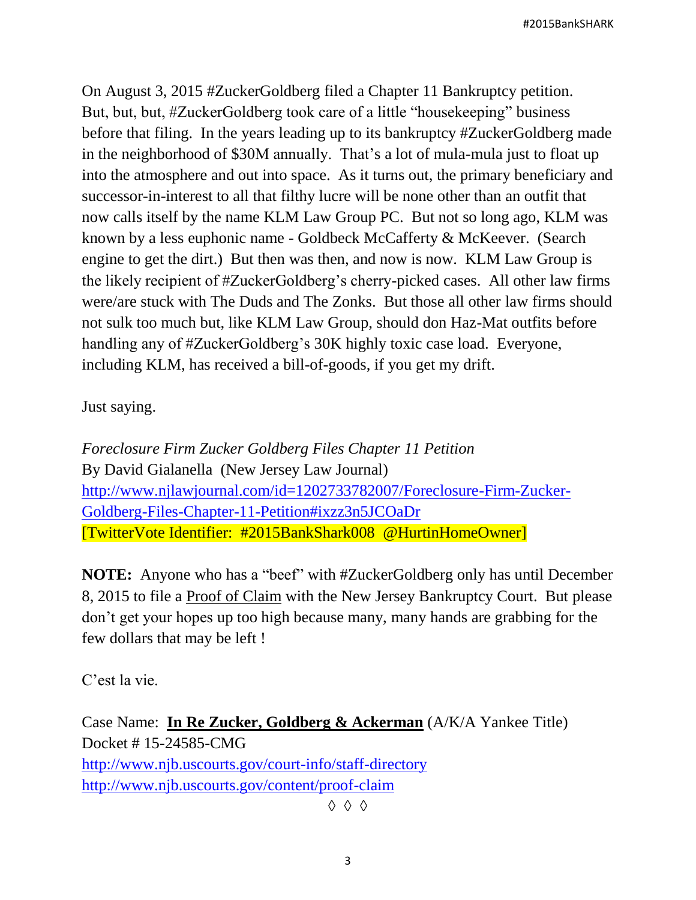On August 3, 2015 #ZuckerGoldberg filed a Chapter 11 Bankruptcy petition. But, but, but, #ZuckerGoldberg took care of a little "housekeeping" business before that filing. In the years leading up to its bankruptcy #ZuckerGoldberg made in the neighborhood of $30M annually. That's a lot of mula-mula just to float up into the atmosphere and out into space. As it turns out, the primary beneficiary and successor-in-interest to all that filthy lucre will be none other than an outfit that now calls itself by the name KLM Law Group PC. But not so long ago, KLM was known by a less euphonic name - Goldbeck McCafferty & McKeever. (Search engine to get the dirt.) But then was then, and now is now. KLM Law Group is the likely recipient of #ZuckerGoldberg's cherry-picked cases. All other law firms were/are stuck with The Duds and The Zonks. But those all other law firms should not sulk too much but, like KLM Law Group, should don Haz-Mat outfits before handling any of #ZuckerGoldberg's 30K highly toxic case load. Everyone, including KLM, has received a bill-of-goods, if you get my drift.

Just saying.

*Foreclosure Firm Zucker Goldberg Files Chapter 11 Petition*
By David Gialanella (New Jersey Law Journal)
[http://www.njlawjournal.com/id=1202733782007/Foreclosure-Firm-Zucker-Goldberg-Files-Chapter-11-Petition#ixzz3n5JCOaDr](http://www.njlawjournal.com/id=1202733782007/Foreclosure-Firm-Zucker-Goldberg-Files-Chapter-11-Petition#ixzz3n5JCOaDr)
[TwitterVote Identifier: #2015BankShark008 @HurtinHomeOwner]

**NOTE:** Anyone who has a "beef" with #ZuckerGoldberg only has until December 8, 2015 to file a Proof of Claim with the New Jersey Bankruptcy Court. But please don't get your hopes up too high because many, many hands are grabbing for the few dollars that may be left !

C'est la vie.

Case Name: **In Re Zucker, Goldberg & Ackerman** (A/K/A Yankee Title)
Docket # 15-24585-CMG
[http://www.njb.uscourts.gov/court-info/staff-directory](http://www.njb.uscourts.gov/court-info/staff-directory)
[http://www.njb.uscourts.gov/content/proof-claim](http://www.njb.uscourts.gov/content/proof-claim)

◊ ◊ ◊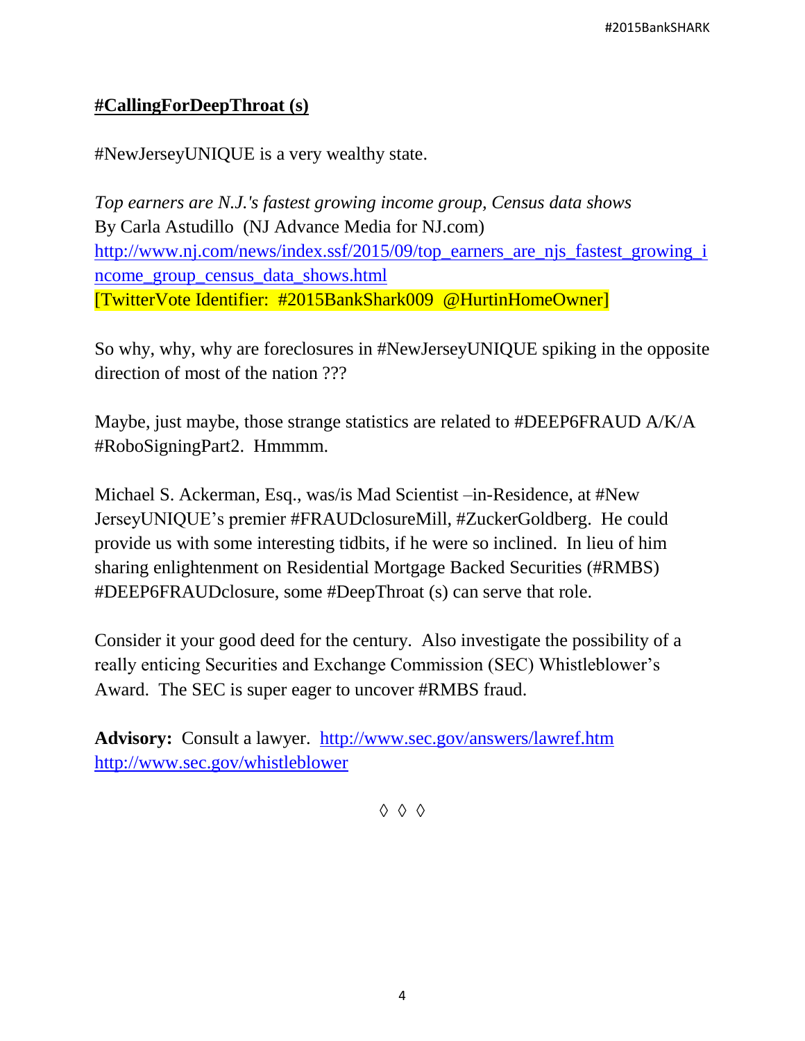**#CallingForDeepThroat (s)**

#NewJerseyUNIQUE is a very wealthy state.

*Top earners are N.J.'s fastest growing income group, Census data shows*
By Carla Astudillo (NJ Advance Media for NJ.com)
http://www.nj.com/news/index.ssf/2015/09/top_earners_are_njs_fastest_growing_income_group_census_data_shows.html
[TwitterVote Identifier: #2015BankShark009 @HurtinHomeOwner]

So why, why, why are foreclosures in #NewJerseyUNIQUE spiking in the opposite direction of most of the nation ???

Maybe, just maybe, those strange statistics are related to #DEEP6FRAUD A/K/A #RoboSigningPart2. Hmmmm.

Michael S. Ackerman, Esq., was/is Mad Scientist –in-Residence, at #New JerseyUNIQUE's premier #FRAUDclosureMill, #ZuckerGoldberg. He could provide us with some interesting tidbits, if he were so inclined. In lieu of him sharing enlightenment on Residential Mortgage Backed Securities (#RMBS) #DEEP6FRAUDclosure, some #DeepThroat (s) can serve that role.

Consider it your good deed for the century. Also investigate the possibility of a really enticing Securities and Exchange Commission (SEC) Whistleblower's Award. The SEC is super eager to uncover #RMBS fraud.

**Advisory:** Consult a lawyer. http://www.sec.gov/answers/lawref.htm
http://www.sec.gov/whistleblower

◊ ◊ ◊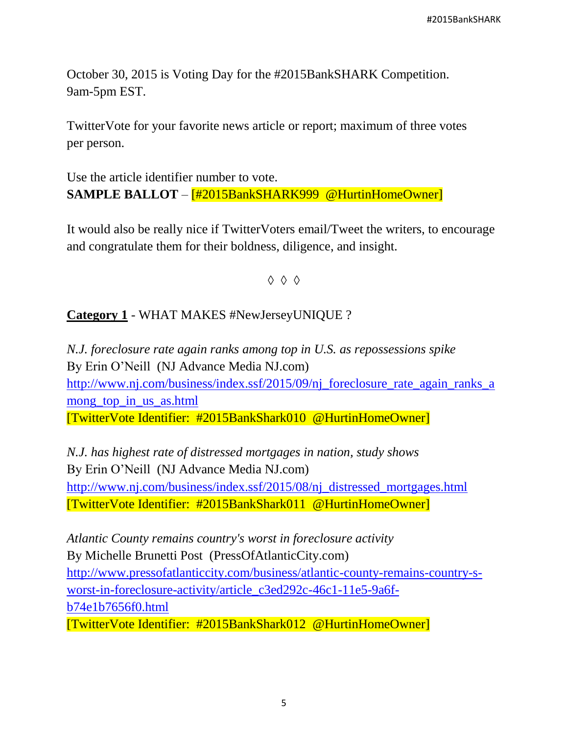October 30, 2015 is Voting Day for the #2015BankSHARK Competition.
9am-5pm EST.

TwitterVote for your favorite news article or report; maximum of three votes per person.

Use the article identifier number to vote.
**SAMPLE BALLOT** – [#2015BankSHARK999  @HurtinHomeOwner]

It would also be really nice if TwitterVoters email/Tweet the writers, to encourage and congratulate them for their boldness, diligence, and insight.

◊ ◊ ◊

**Category 1** - WHAT MAKES #NewJerseyUNIQUE ?

*N.J. foreclosure rate again ranks among top in U.S. as repossessions spike*
By Erin O'Neill  (NJ Advance Media NJ.com)
http://www.nj.com/business/index.ssf/2015/09/nj_foreclosure_rate_again_ranks_among_top_in_us_as.html
[TwitterVote Identifier:  #2015BankShark010  @HurtinHomeOwner]

*N.J. has highest rate of distressed mortgages in nation, study shows*
By Erin O'Neill  (NJ Advance Media NJ.com)
http://www.nj.com/business/index.ssf/2015/08/nj_distressed_mortgages.html
[TwitterVote Identifier:  #2015BankShark011  @HurtinHomeOwner]

*Atlantic County remains country's worst in foreclosure activity*
By Michelle Brunetti Post  (PressOfAtlanticCity.com)
http://www.pressofatlanticcity.com/business/atlantic-county-remains-country-s-worst-in-foreclosure-activity/article_c3ed292c-46c1-11e5-9a6f-b74e1b7656f0.html
[TwitterVote Identifier:  #2015BankShark012  @HurtinHomeOwner]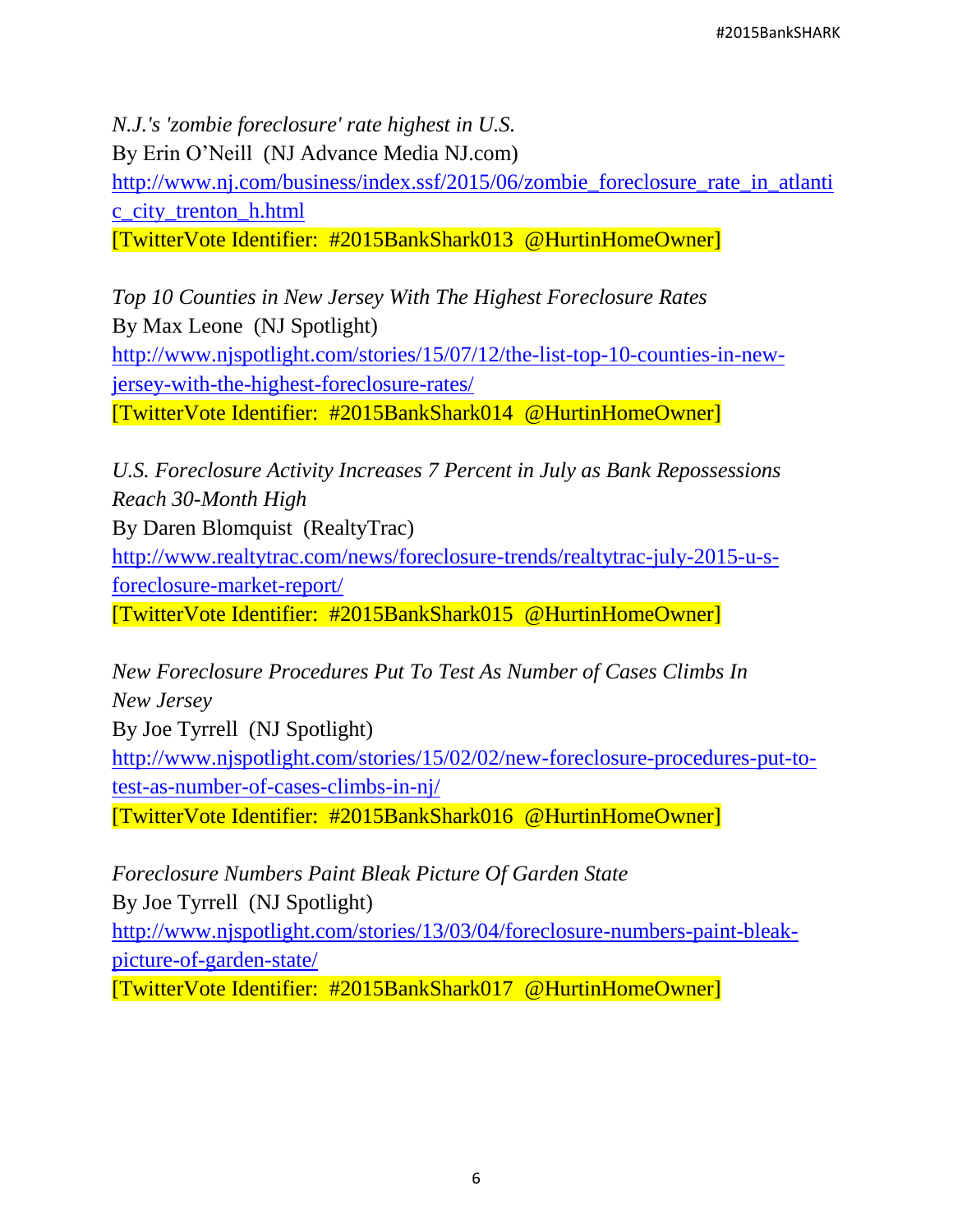*N.J.'s 'zombie foreclosure' rate highest in U.S.*
By Erin O'Neill (NJ Advance Media NJ.com)
http://www.nj.com/business/index.ssf/2015/06/zombie_foreclosure_rate_in_atlantic_city_trenton_h.html
[TwitterVote Identifier: #2015BankShark013 @HurtinHomeOwner]

*Top 10 Counties in New Jersey With The Highest Foreclosure Rates*
By Max Leone (NJ Spotlight)
http://www.njspotlight.com/stories/15/07/12/the-list-top-10-counties-in-new-jersey-with-the-highest-foreclosure-rates/
[TwitterVote Identifier: #2015BankShark014 @HurtinHomeOwner]

*U.S. Foreclosure Activity Increases 7 Percent in July as Bank Repossessions Reach 30-Month High*
By Daren Blomquist (RealtyTrac)
http://www.realtytrac.com/news/foreclosure-trends/realtytrac-july-2015-u-s-foreclosure-market-report/
[TwitterVote Identifier: #2015BankShark015 @HurtinHomeOwner]

*New Foreclosure Procedures Put To Test As Number of Cases Climbs In New Jersey*
By Joe Tyrrell (NJ Spotlight)
http://www.njspotlight.com/stories/15/02/02/new-foreclosure-procedures-put-to-test-as-number-of-cases-climbs-in-nj/
[TwitterVote Identifier: #2015BankShark016 @HurtinHomeOwner]

*Foreclosure Numbers Paint Bleak Picture Of Garden State*
By Joe Tyrrell (NJ Spotlight)
http://www.njspotlight.com/stories/13/03/04/foreclosure-numbers-paint-bleak-picture-of-garden-state/
[TwitterVote Identifier: #2015BankShark017 @HurtinHomeOwner]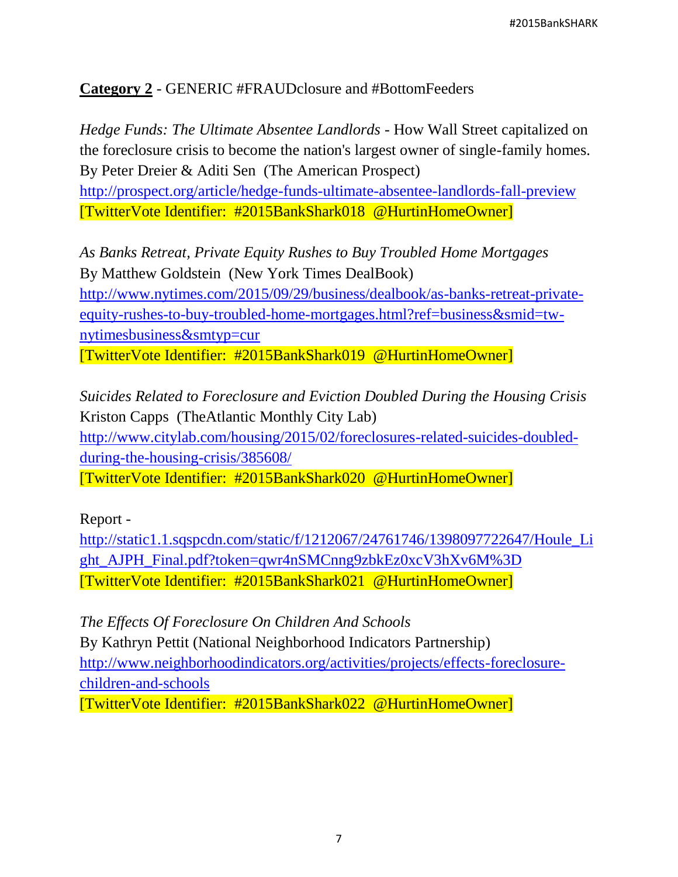**Category 2** - GENERIC #FRAUDclosure and #BottomFeeders

*Hedge Funds: The Ultimate Absentee Landlords* - How Wall Street capitalized on the foreclosure crisis to become the nation's largest owner of single-family homes.
By Peter Dreier & Aditi Sen (The American Prospect)
http://prospect.org/article/hedge-funds-ultimate-absentee-landlords-fall-preview
[TwitterVote Identifier: #2015BankShark018 @HurtinHomeOwner]

*As Banks Retreat, Private Equity Rushes to Buy Troubled Home Mortgages*
By Matthew Goldstein (New York Times DealBook)
http://www.nytimes.com/2015/09/29/business/dealbook/as-banks-retreat-private-equity-rushes-to-buy-troubled-home-mortgages.html?ref=business&smid=tw-nytimesbusiness&smtyp=cur
[TwitterVote Identifier: #2015BankShark019 @HurtinHomeOwner]

*Suicides Related to Foreclosure and Eviction Doubled During the Housing Crisis*
Kriston Capps (TheAtlantic Monthly City Lab)
http://www.citylab.com/housing/2015/02/foreclosures-related-suicides-doubled-during-the-housing-crisis/385608/
[TwitterVote Identifier: #2015BankShark020 @HurtinHomeOwner]

Report -
http://static1.1.sqspcdn.com/static/f/1212067/24761746/1398097722647/Houle_Light_AJPH_Final.pdf?token=qwr4nSMCnng9zbkEz0xcV3hXv6M%3D
[TwitterVote Identifier: #2015BankShark021 @HurtinHomeOwner]

*The Effects Of Foreclosure On Children And Schools*
By Kathryn Pettit (National Neighborhood Indicators Partnership)
http://www.neighborhoodindicators.org/activities/projects/effects-foreclosure-children-and-schools
[TwitterVote Identifier: #2015BankShark022 @HurtinHomeOwner]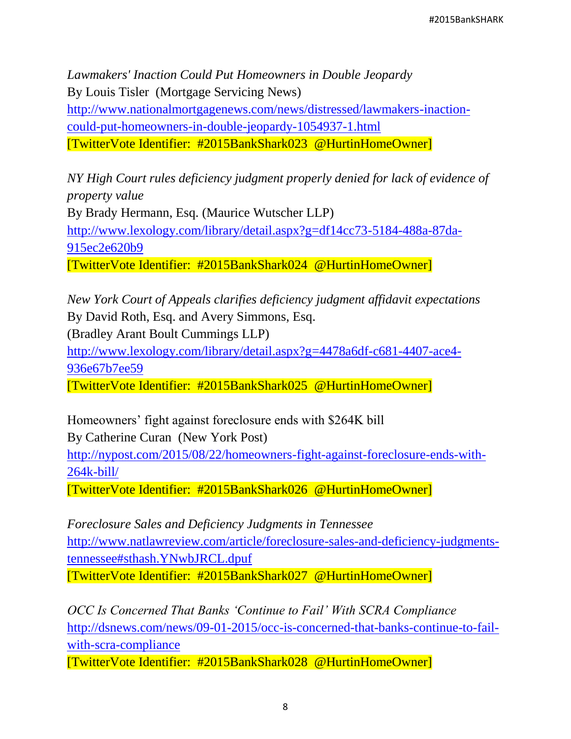*Lawmakers' Inaction Could Put Homeowners in Double Jeopardy*
By Louis Tisler (Mortgage Servicing News)
http://www.nationalmortgagenews.com/news/distressed/lawmakers-inaction-could-put-homeowners-in-double-jeopardy-1054937-1.html
[TwitterVote Identifier: #2015BankShark023 @HurtinHomeOwner]

*NY High Court rules deficiency judgment properly denied for lack of evidence of property value*
By Brady Hermann, Esq. (Maurice Wutscher LLP)
http://www.lexology.com/library/detail.aspx?g=df14cc73-5184-488a-87da-915ec2e620b9
[TwitterVote Identifier: #2015BankShark024 @HurtinHomeOwner]

*New York Court of Appeals clarifies deficiency judgment affidavit expectations*
By David Roth, Esq. and Avery Simmons, Esq.
(Bradley Arant Boult Cummings LLP)
http://www.lexology.com/library/detail.aspx?g=4478a6df-c681-4407-ace4-936e67b7ee59
[TwitterVote Identifier: #2015BankShark025 @HurtinHomeOwner]

Homeowners' fight against foreclosure ends with $264K bill
By Catherine Curan (New York Post)
http://nypost.com/2015/08/22/homeowners-fight-against-foreclosure-ends-with-264k-bill/
[TwitterVote Identifier: #2015BankShark026 @HurtinHomeOwner]

*Foreclosure Sales and Deficiency Judgments in Tennessee*
http://www.natlawreview.com/article/foreclosure-sales-and-deficiency-judgments-tennessee#sthash.YNwbJRCL.dpuf
[TwitterVote Identifier: #2015BankShark027 @HurtinHomeOwner]

*OCC Is Concerned That Banks 'Continue to Fail' With SCRA Compliance*
http://dsnews.com/news/09-01-2015/occ-is-concerned-that-banks-continue-to-fail-with-scra-compliance
[TwitterVote Identifier: #2015BankShark028 @HurtinHomeOwner]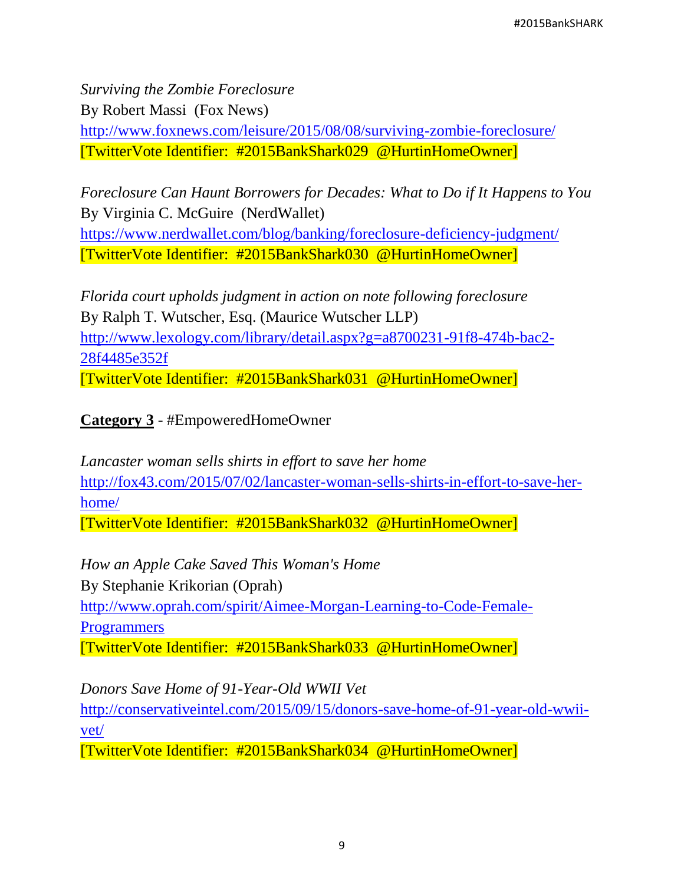*Surviving the Zombie Foreclosure*
By Robert Massi (Fox News)
http://www.foxnews.com/leisure/2015/08/08/surviving-zombie-foreclosure/
[TwitterVote Identifier: #2015BankShark029 @HurtinHomeOwner]

*Foreclosure Can Haunt Borrowers for Decades: What to Do if It Happens to You*
By Virginia C. McGuire (NerdWallet)
https://www.nerdwallet.com/blog/banking/foreclosure-deficiency-judgment/
[TwitterVote Identifier: #2015BankShark030 @HurtinHomeOwner]

*Florida court upholds judgment in action on note following foreclosure*
By Ralph T. Wutscher, Esq. (Maurice Wutscher LLP)
http://www.lexology.com/library/detail.aspx?g=a8700231-91f8-474b-bac2-28f4485e352f
[TwitterVote Identifier: #2015BankShark031 @HurtinHomeOwner]

**Category 3** - #EmpoweredHomeOwner

*Lancaster woman sells shirts in effort to save her home*
http://fox43.com/2015/07/02/lancaster-woman-sells-shirts-in-effort-to-save-her-home/
[TwitterVote Identifier: #2015BankShark032 @HurtinHomeOwner]

*How an Apple Cake Saved This Woman's Home*
By Stephanie Krikorian (Oprah)
http://www.oprah.com/spirit/Aimee-Morgan-Learning-to-Code-Female-Programmers
[TwitterVote Identifier: #2015BankShark033 @HurtinHomeOwner]

*Donors Save Home of 91-Year-Old WWII Vet*
http://conservativeintel.com/2015/09/15/donors-save-home-of-91-year-old-wwii-vet/
[TwitterVote Identifier: #2015BankShark034 @HurtinHomeOwner]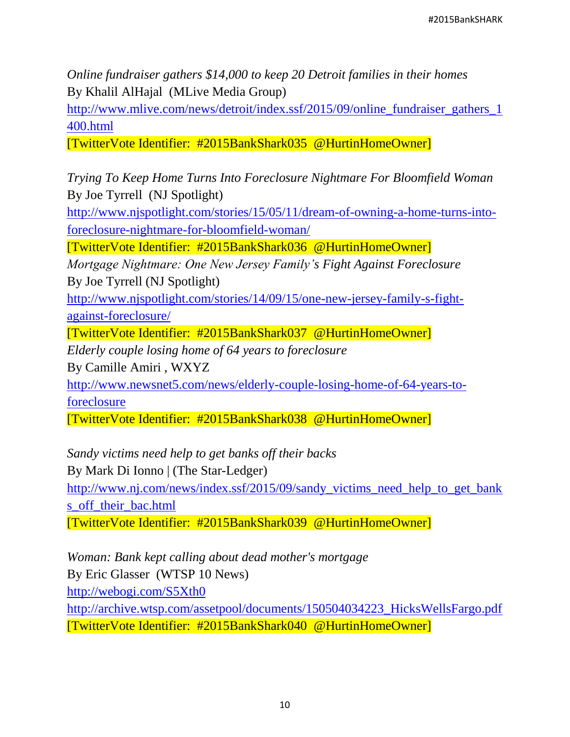*Online fundraiser gathers $14,000 to keep 20 Detroit families in their homes*
By Khalil AlHajal (MLive Media Group)
http://www.mlive.com/news/detroit/index.ssf/2015/09/online_fundraiser_gathers_1400.html
[TwitterVote Identifier: #2015BankShark035 @HurtinHomeOwner]

*Trying To Keep Home Turns Into Foreclosure Nightmare For Bloomfield Woman*
By Joe Tyrrell (NJ Spotlight)
http://www.njspotlight.com/stories/15/05/11/dream-of-owning-a-home-turns-into-foreclosure-nightmare-for-bloomfield-woman/
[TwitterVote Identifier: #2015BankShark036 @HurtinHomeOwner]

*Mortgage Nightmare: One New Jersey Family's Fight Against Foreclosure*
By Joe Tyrrell (NJ Spotlight)
http://www.njspotlight.com/stories/14/09/15/one-new-jersey-family-s-fight-against-foreclosure/
[TwitterVote Identifier: #2015BankShark037 @HurtinHomeOwner]

*Elderly couple losing home of 64 years to foreclosure*
By Camille Amiri , WXYZ
http://www.newsnet5.com/news/elderly-couple-losing-home-of-64-years-to-foreclosure
[TwitterVote Identifier: #2015BankShark038 @HurtinHomeOwner]

*Sandy victims need help to get banks off their backs*
By Mark Di Ionno | (The Star-Ledger)
http://www.nj.com/news/index.ssf/2015/09/sandy_victims_need_help_to_get_banks_off_their_bac.html
[TwitterVote Identifier: #2015BankShark039 @HurtinHomeOwner]

*Woman: Bank kept calling about dead mother's mortgage*
By Eric Glasser (WTSP 10 News)
http://webogi.com/S5Xth0
http://archive.wtsp.com/assetpool/documents/150504034223_HicksWellsFargo.pdf
[TwitterVote Identifier: #2015BankShark040 @HurtinHomeOwner]